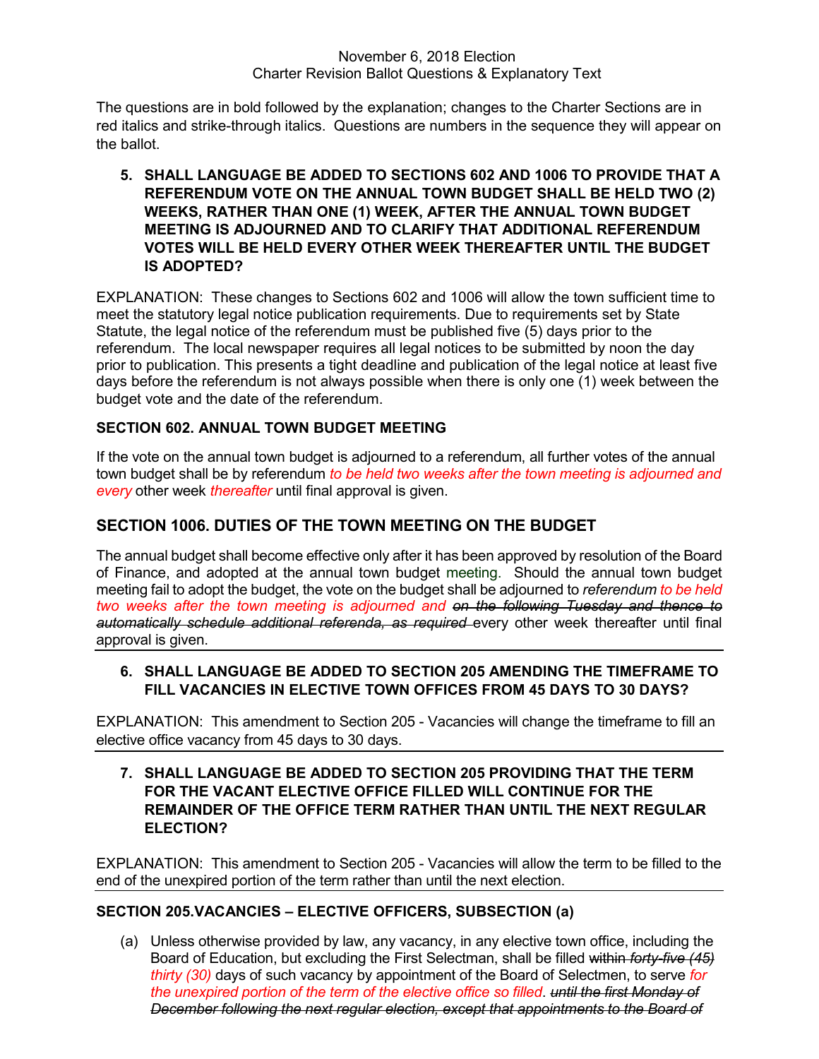November 6, 2018 Election
Charter Revision Ballot Questions & Explanatory Text

The questions are in bold followed by the explanation; changes to the Charter Sections are in red italics and strike-through italics. Questions are numbers in the sequence they will appear on the ballot.

5. **SHALL LANGUAGE BE ADDED TO SECTIONS 602 AND 1006 TO PROVIDE THAT A REFERENDUM VOTE ON THE ANNUAL TOWN BUDGET SHALL BE HELD TWO (2) WEEKS, RATHER THAN ONE (1) WEEK, AFTER THE ANNUAL TOWN BUDGET MEETING IS ADJOURNED AND TO CLARIFY THAT ADDITIONAL REFERENDUM VOTES WILL BE HELD EVERY OTHER WEEK THEREAFTER UNTIL THE BUDGET IS ADOPTED?**

EXPLANATION: These changes to Sections 602 and 1006 will allow the town sufficient time to meet the statutory legal notice publication requirements. Due to requirements set by State Statute, the legal notice of the referendum must be published five (5) days prior to the referendum. The local newspaper requires all legal notices to be submitted by noon the day prior to publication. This presents a tight deadline and publication of the legal notice at least five days before the referendum is not always possible when there is only one (1) week between the budget vote and the date of the referendum.

**SECTION 602. ANNUAL TOWN BUDGET MEETING**

If the vote on the annual town budget is adjourned to a referendum, all further votes of the annual town budget shall be by referendum *to be held two weeks after the town meeting is adjourned and every* other week *thereafter* until final approval is given.

## SECTION 1006. DUTIES OF THE TOWN MEETING ON THE BUDGET

The annual budget shall become effective only after it has been approved by resolution of the Board of Finance, and adopted at the annual town budget meeting. Should the annual town budget meeting fail to adopt the budget, the vote on the budget shall be adjourned to *referendum to be held two weeks after the town meeting is adjourned and* ~~*on the following Tuesday and thence to automatically schedule additional referenda, as required*~~ every other week thereafter until final approval is given.

---

6. **SHALL LANGUAGE BE ADDED TO SECTION 205 AMENDING THE TIMEFRAME TO FILL VACANCIES IN ELECTIVE TOWN OFFICES FROM 45 DAYS TO 30 DAYS?**

EXPLANATION: This amendment to Section 205 - Vacancies will change the timeframe to fill an elective office vacancy from 45 days to 30 days.

---

7. **SHALL LANGUAGE BE ADDED TO SECTION 205 PROVIDING THAT THE TERM FOR THE VACANT ELECTIVE OFFICE FILLED WILL CONTINUE FOR THE REMAINDER OF THE OFFICE TERM RATHER THAN UNTIL THE NEXT REGULAR ELECTION?**

EXPLANATION: This amendment to Section 205 - Vacancies will allow the term to be filled to the end of the unexpired portion of the term rather than until the next election.

---

**SECTION 205.VACANCIES – ELECTIVE OFFICERS, SUBSECTION (a)**

(a) Unless otherwise provided by law, any vacancy, in any elective town office, including the Board of Education, but excluding the First Selectman, shall be filled ~~within~~ ~~*forty-five (45)*~~ *thirty (30)* days of such vacancy by appointment of the Board of Selectmen, to serve *for the unexpired portion of the term of the elective office so filled*. ~~*until the first Monday of December following the next regular election, except that appointments to the Board of*~~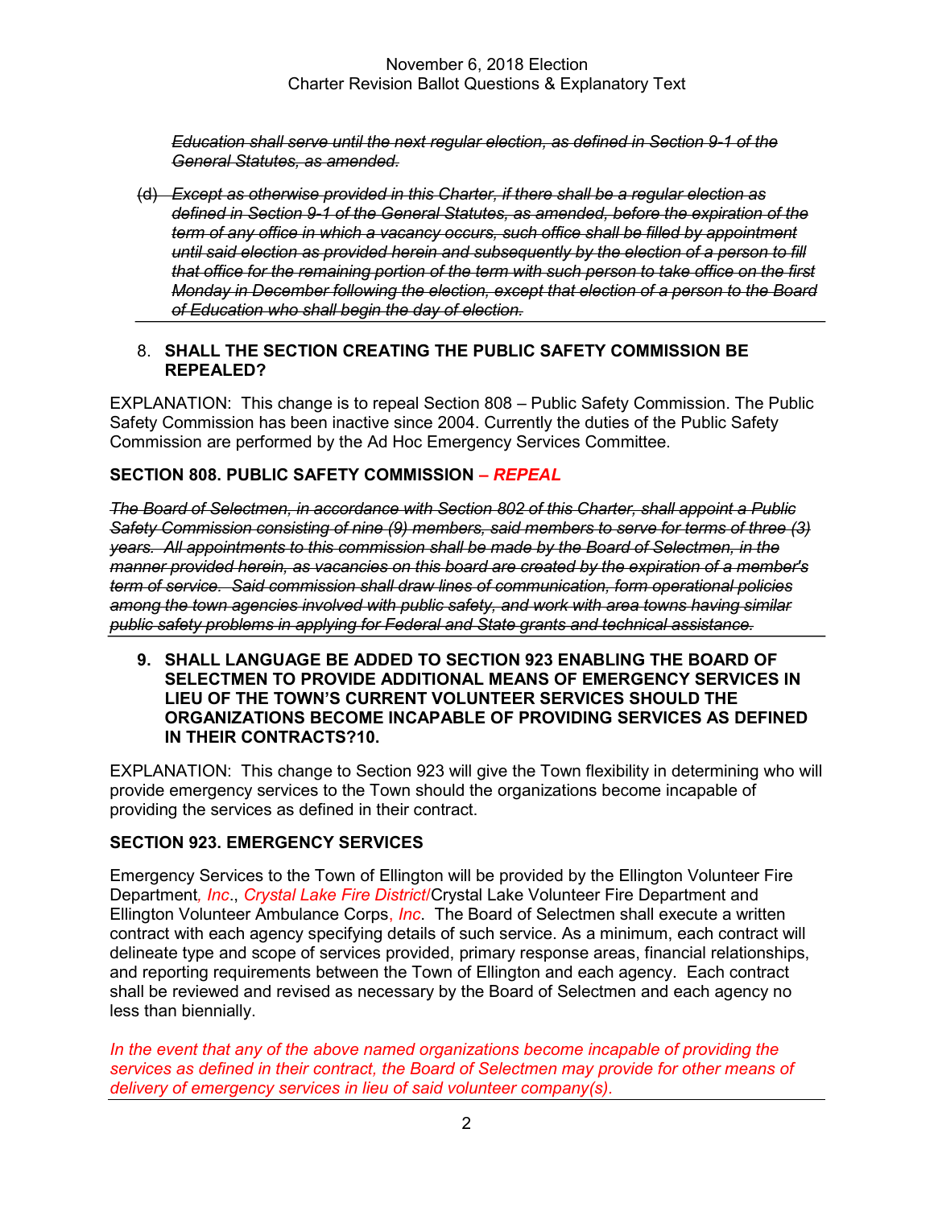~~*Education shall serve until the next regular election, as defined in Section 9-1 of the General Statutes, as amended.*~~

~~(d) *Except as otherwise provided in this Charter, if there shall be a regular election as defined in Section 9-1 of the General Statutes, as amended, before the expiration of the term of any office in which a vacancy occurs, such office shall be filled by appointment until said election as provided herein and subsequently by the election of a person to fill that office for the remaining portion of the term with such person to take office on the first Monday in December following the election, except that election of a person to the Board of Education who shall begin the day of election.*~~

---

8. **SHALL THE SECTION CREATING THE PUBLIC SAFETY COMMISSION BE REPEALED?**

EXPLANATION: This change is to repeal Section 808 – Public Safety Commission. The Public Safety Commission has been inactive since 2004. Currently the duties of the Public Safety Commission are performed by the Ad Hoc Emergency Services Committee.

**SECTION 808. PUBLIC SAFETY COMMISSION *– REPEAL***

~~*The Board of Selectmen, in accordance with Section 802 of this Charter, shall appoint a Public Safety Commission consisting of nine (9) members, said members to serve for terms of three (3) years. All appointments to this commission shall be made by the Board of Selectmen, in the manner provided herein, as vacancies on this board are created by the expiration of a member's term of service. Said commission shall draw lines of communication, form operational policies among the town agencies involved with public safety, and work with area towns having similar public safety problems in applying for Federal and State grants and technical assistance.*~~

---

9. **SHALL LANGUAGE BE ADDED TO SECTION 923 ENABLING THE BOARD OF SELECTMEN TO PROVIDE ADDITIONAL MEANS OF EMERGENCY SERVICES IN LIEU OF THE TOWN'S CURRENT VOLUNTEER SERVICES SHOULD THE ORGANIZATIONS BECOME INCAPABLE OF PROVIDING SERVICES AS DEFINED IN THEIR CONTRACTS?10.**

EXPLANATION: This change to Section 923 will give the Town flexibility in determining who will provide emergency services to the Town should the organizations become incapable of providing the services as defined in their contract.

**SECTION 923. EMERGENCY SERVICES**

Emergency Services to the Town of Ellington will be provided by the Ellington Volunteer Fire Department*, Inc*., *Crystal Lake Fire District*/Crystal Lake Volunteer Fire Department and Ellington Volunteer Ambulance Corps, *Inc*. The Board of Selectmen shall execute a written contract with each agency specifying details of such service. As a minimum, each contract will delineate type and scope of services provided, primary response areas, financial relationships, and reporting requirements between the Town of Ellington and each agency. Each contract shall be reviewed and revised as necessary by the Board of Selectmen and each agency no less than biennially.

*In the event that any of the above named organizations become incapable of providing the services as defined in their contract, the Board of Selectmen may provide for other means of delivery of emergency services in lieu of said volunteer company(s).*

---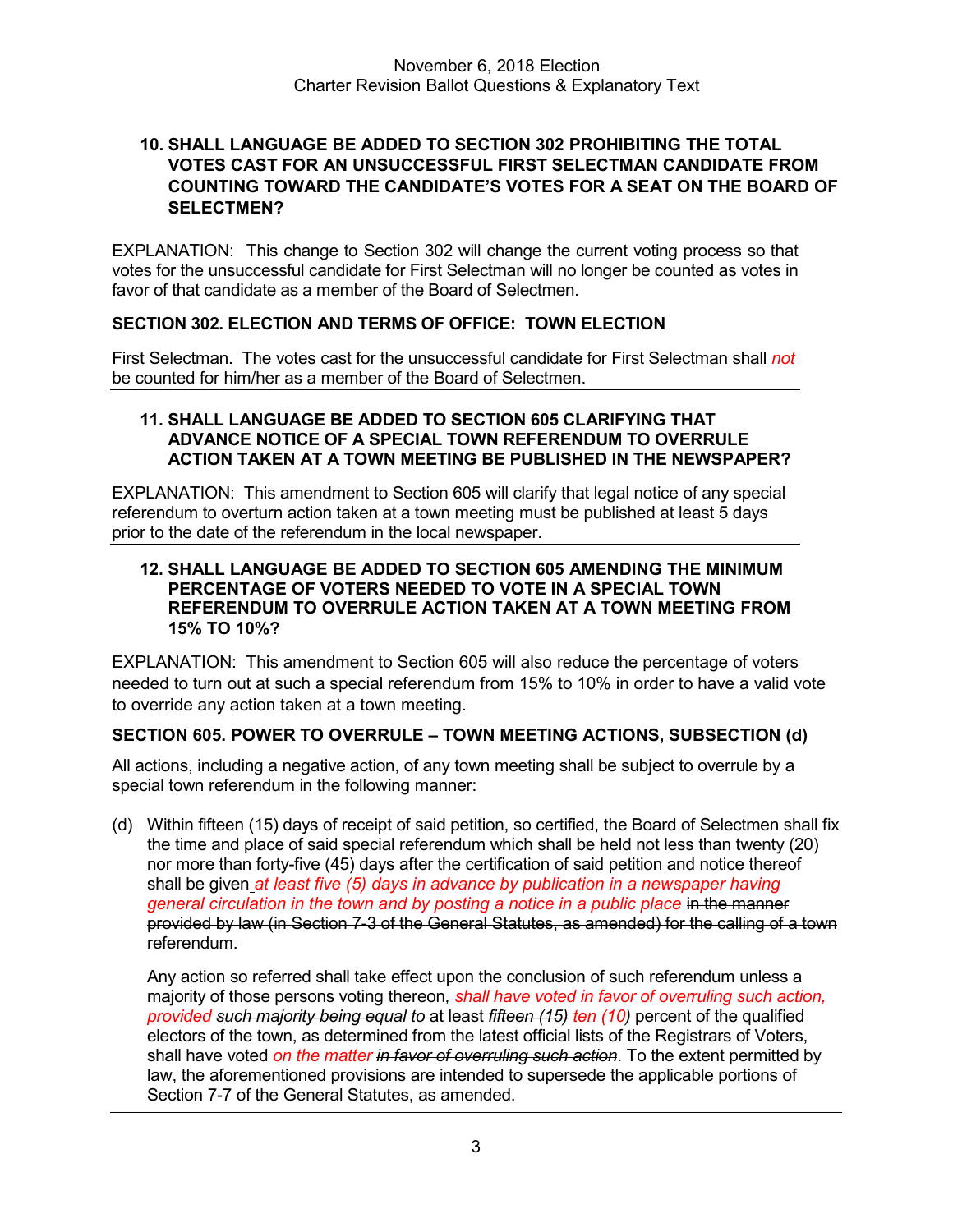November 6, 2018 Election
Charter Revision Ballot Questions & Explanatory Text

**10. SHALL LANGUAGE BE ADDED TO SECTION 302 PROHIBITING THE TOTAL VOTES CAST FOR AN UNSUCCESSFUL FIRST SELECTMAN CANDIDATE FROM COUNTING TOWARD THE CANDIDATE'S VOTES FOR A SEAT ON THE BOARD OF SELECTMEN?**

EXPLANATION: This change to Section 302 will change the current voting process so that votes for the unsuccessful candidate for First Selectman will no longer be counted as votes in favor of that candidate as a member of the Board of Selectmen.

**SECTION 302. ELECTION AND TERMS OF OFFICE: TOWN ELECTION**

First Selectman. The votes cast for the unsuccessful candidate for First Selectman shall *not* be counted for him/her as a member of the Board of Selectmen.

---

**11. SHALL LANGUAGE BE ADDED TO SECTION 605 CLARIFYING THAT ADVANCE NOTICE OF A SPECIAL TOWN REFERENDUM TO OVERRULE ACTION TAKEN AT A TOWN MEETING BE PUBLISHED IN THE NEWSPAPER?**

EXPLANATION: This amendment to Section 605 will clarify that legal notice of any special referendum to overturn action taken at a town meeting must be published at least 5 days prior to the date of the referendum in the local newspaper.

---

**12. SHALL LANGUAGE BE ADDED TO SECTION 605 AMENDING THE MINIMUM PERCENTAGE OF VOTERS NEEDED TO VOTE IN A SPECIAL TOWN REFERENDUM TO OVERRULE ACTION TAKEN AT A TOWN MEETING FROM 15% TO 10%?**

EXPLANATION: This amendment to Section 605 will also reduce the percentage of voters needed to turn out at such a special referendum from 15% to 10% in order to have a valid vote to override any action taken at a town meeting.

**SECTION 605. POWER TO OVERRULE – TOWN MEETING ACTIONS, SUBSECTION (d)**

All actions, including a negative action, of any town meeting shall be subject to overrule by a special town referendum in the following manner:

(d) Within fifteen (15) days of receipt of said petition, so certified, the Board of Selectmen shall fix the time and place of said special referendum which shall be held not less than twenty (20) nor more than forty-five (45) days after the certification of said petition and notice thereof shall be given *at least five (5) days in advance by publication in a newspaper having general circulation in the town and by posting a notice in a public place* ~~in the manner provided by law (in Section 7-3 of the General Statutes, as amended) for the calling of a town referendum.~~

Any action so referred shall take effect upon the conclusion of such referendum unless a majority of those persons voting thereon*, shall have voted in favor of overruling such action, provided* ~~*such majority being equal*~~ *to* at least ~~*fifteen (15)*~~ *ten (10)* percent of the qualified electors of the town, as determined from the latest official lists of the Registrars of Voters, shall have voted *on the matter* ~~*in favor of overruling such action*~~. To the extent permitted by law, the aforementioned provisions are intended to supersede the applicable portions of Section 7-7 of the General Statutes, as amended.

---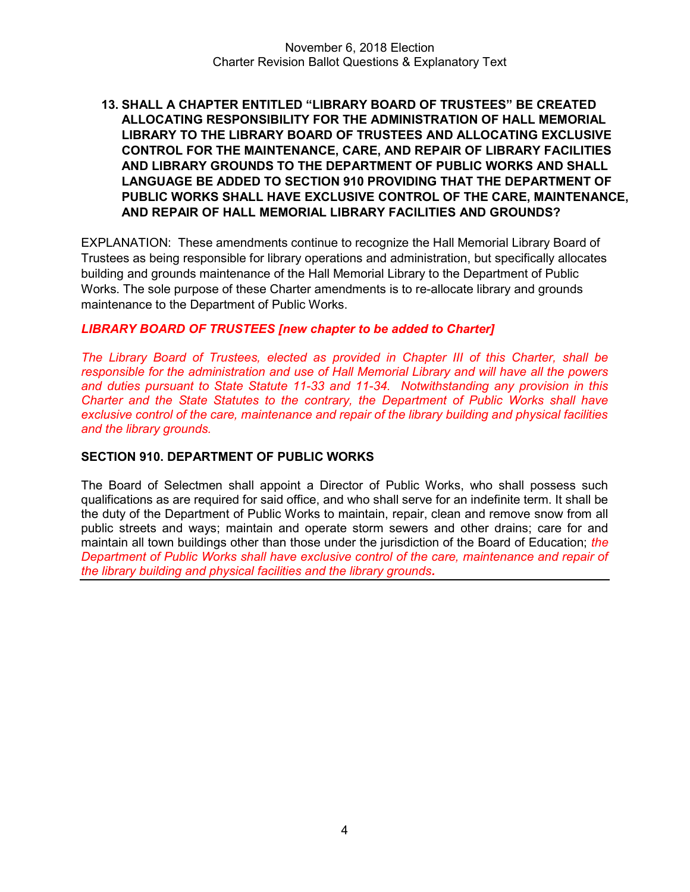**13. SHALL A CHAPTER ENTITLED "LIBRARY BOARD OF TRUSTEES" BE CREATED ALLOCATING RESPONSIBILITY FOR THE ADMINISTRATION OF HALL MEMORIAL LIBRARY TO THE LIBRARY BOARD OF TRUSTEES AND ALLOCATING EXCLUSIVE CONTROL FOR THE MAINTENANCE, CARE, AND REPAIR OF LIBRARY FACILITIES AND LIBRARY GROUNDS TO THE DEPARTMENT OF PUBLIC WORKS AND SHALL LANGUAGE BE ADDED TO SECTION 910 PROVIDING THAT THE DEPARTMENT OF PUBLIC WORKS SHALL HAVE EXCLUSIVE CONTROL OF THE CARE, MAINTENANCE, AND REPAIR OF HALL MEMORIAL LIBRARY FACILITIES AND GROUNDS?**

EXPLANATION: These amendments continue to recognize the Hall Memorial Library Board of Trustees as being responsible for library operations and administration, but specifically allocates building and grounds maintenance of the Hall Memorial Library to the Department of Public Works. The sole purpose of these Charter amendments is to re-allocate library and grounds maintenance to the Department of Public Works.

***LIBRARY BOARD OF TRUSTEES [new chapter to be added to Charter]***

*The Library Board of Trustees, elected as provided in Chapter III of this Charter, shall be responsible for the administration and use of Hall Memorial Library and will have all the powers and duties pursuant to State Statute 11-33 and 11-34. Notwithstanding any provision in this Charter and the State Statutes to the contrary, the Department of Public Works shall have exclusive control of the care, maintenance and repair of the library building and physical facilities and the library grounds.*

**SECTION 910. DEPARTMENT OF PUBLIC WORKS**

The Board of Selectmen shall appoint a Director of Public Works, who shall possess such qualifications as are required for said office, and who shall serve for an indefinite term. It shall be the duty of the Department of Public Works to maintain, repair, clean and remove snow from all public streets and ways; maintain and operate storm sewers and other drains; care for and maintain all town buildings other than those under the jurisdiction of the Board of Education; *the Department of Public Works shall have exclusive control of the care, maintenance and repair of the library building and physical facilities and the library grounds.*